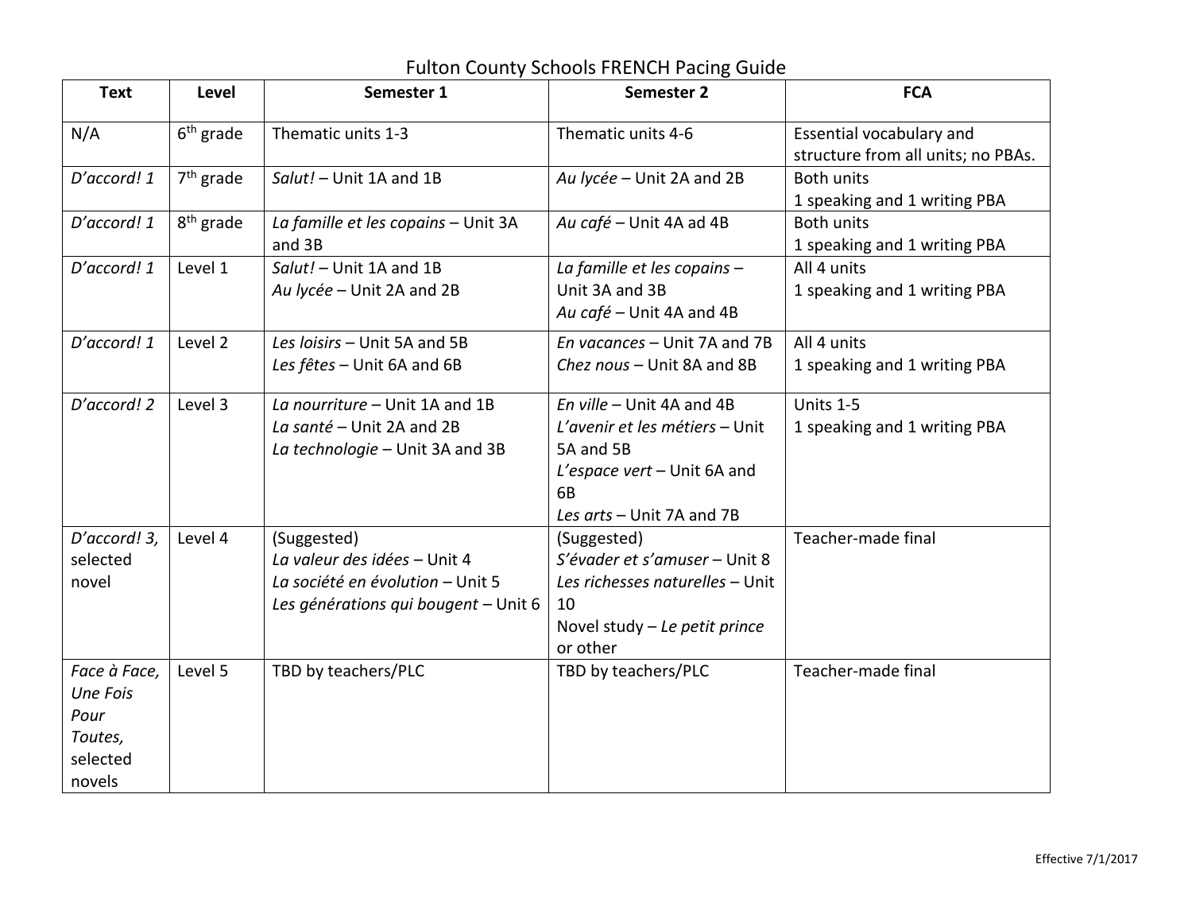# Fulton County Schools FRENCH Pacing Guide

| Text | Level | Semester 1 | Semester 2 | FCA |
|---|---|---|---|---|
| N/A | 6th grade | Thematic units 1-3 | Thematic units 4-6 | Essential vocabulary and structure from all units; no PBAs. |
| *D'accord! 1* | 7th grade | *Salut!* – Unit 1A and 1B | *Au lycée* – Unit 2A and 2B | Both units<br>1 speaking and 1 writing PBA |
| *D'accord! 1* | 8th grade | *La famille et les copains* – Unit 3A and 3B | *Au café* – Unit 4A ad 4B | Both units<br>1 speaking and 1 writing PBA |
| *D'accord! 1* | Level 1 | *Salut!* – Unit 1A and 1B<br>*Au lycée* – Unit 2A and 2B | *La famille et les copains* – Unit 3A and 3B<br>*Au café* – Unit 4A and 4B | All 4 units<br>1 speaking and 1 writing PBA |
| *D'accord! 1* | Level 2 | *Les loisirs* – Unit 5A and 5B<br>*Les fêtes* – Unit 6A and 6B | *En vacances* – Unit 7A and 7B<br>*Chez nous* – Unit 8A and 8B | All 4 units<br>1 speaking and 1 writing PBA |
| *D'accord! 2* | Level 3 | *La nourriture* – Unit 1A and 1B<br>*La santé* – Unit 2A and 2B<br>*La technologie* – Unit 3A and 3B | *En ville* – Unit 4A and 4B<br>*L'avenir et les métiers* – Unit 5A and 5B<br>*L'espace vert* – Unit 6A and 6B<br>*Les arts* – Unit 7A and 7B | Units 1-5<br>1 speaking and 1 writing PBA |
| *D'accord! 3*, selected novel | Level 4 | (Suggested)<br>*La valeur des idées* – Unit 4<br>*La société en évolution* – Unit 5<br>*Les générations qui bougent* – Unit 6 | (Suggested)<br>*S'évader et s'amuser* – Unit 8<br>*Les richesses naturelles* – Unit 10<br>Novel study – *Le petit prince* or other | Teacher-made final |
| *Face à Face, Une Fois Pour Toutes*, selected novels | Level 5 | TBD by teachers/PLC | TBD by teachers/PLC | Teacher-made final |

Effective 7/1/2017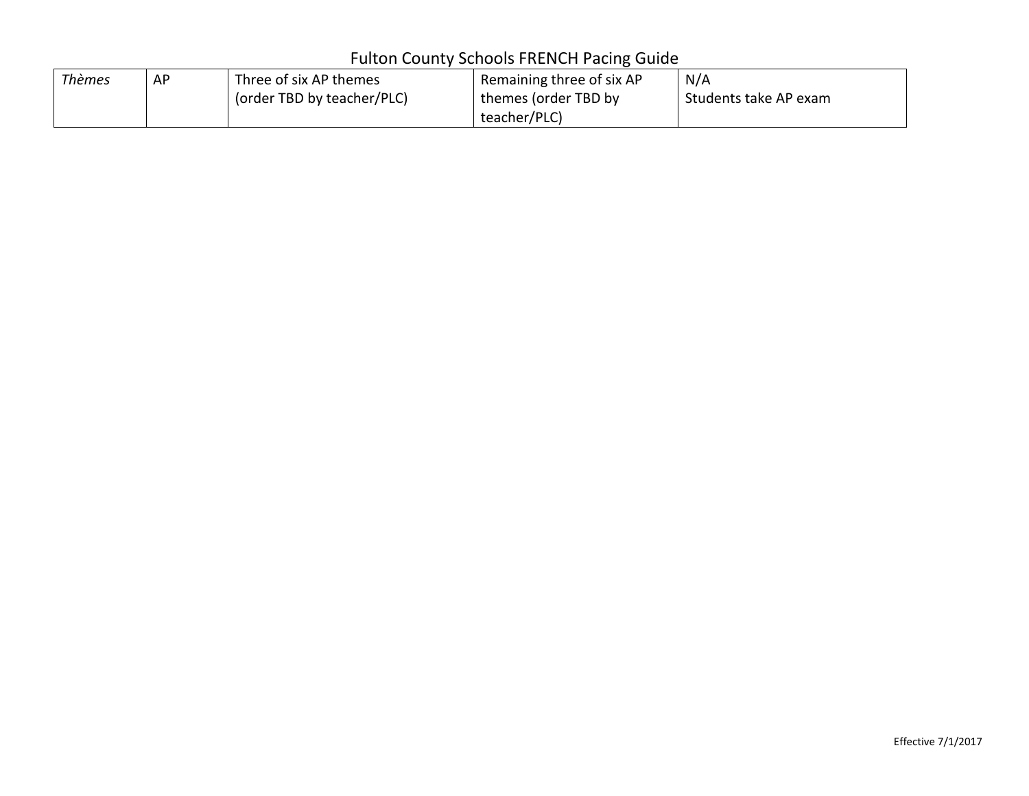| | | | | |
|---|---|---|---|---|
| *Thèmes* | AP | Three of six AP themes (order TBD by teacher/PLC) | Remaining three of six AP themes (order TBD by teacher/PLC) | N/A Students take AP exam |